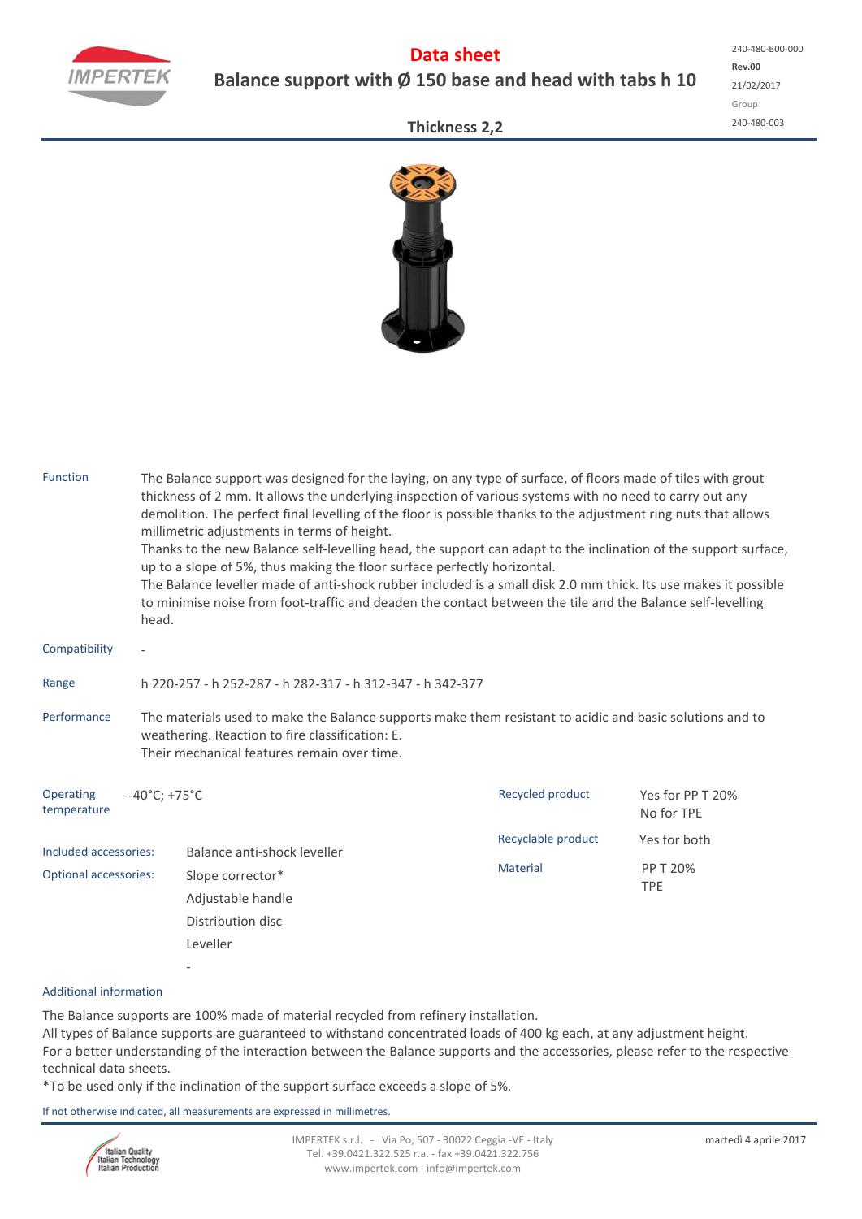# Data sheet

## Balance support with Ø 150 base and head with tabs h 10

240-480-B00-000
**Rev.00**
21/02/2017
Group
240-480-003

### Thickness 2,2

**Function**

The Balance support was designed for the laying, on any type of surface, of floors made of tiles with grout thickness of 2 mm. It allows the underlying inspection of various systems with no need to carry out any demolition. The perfect final levelling of the floor is possible thanks to the adjustment ring nuts that allows millimetric adjustments in terms of height.
Thanks to the new Balance self-levelling head, the support can adapt to the inclination of the support surface, up to a slope of 5%, thus making the floor surface perfectly horizontal.
The Balance leveller made of anti-shock rubber included is a small disk 2.0 mm thick. Its use makes it possible to minimise noise from foot-traffic and deaden the contact between the tile and the Balance self-levelling head.

**Compatibility**

-

**Range**

h 220-257 - h 252-287 - h 282-317 - h 312-347 - h 342-377

**Performance**

The materials used to make the Balance supports make them resistant to acidic and basic solutions and to weathering. Reaction to fire classification: E.
Their mechanical features remain over time.

**Operating temperature**: -40°C; +75°C

**Included accessories:** Balance anti-shock leveller

**Optional accessories:**
- Slope corrector*
- Adjustable handle
- Distribution disc
- Leveller
- -

| | |
|---|---|
| Recycled product | Yes for PP T 20%<br>No for TPE |
| Recyclable product | Yes for both |
| Material | PP T 20%<br>TPE |

**Additional information**

The Balance supports are 100% made of material recycled from refinery installation.
All types of Balance supports are guaranteed to withstand concentrated loads of 400 kg each, at any adjustment height.
For a better understanding of the interaction between the Balance supports and the accessories, please refer to the respective technical data sheets.
*To be used only if the inclination of the support surface exceeds a slope of 5%.

If not otherwise indicated, all measurements are expressed in millimetres.

IMPERTEK s.r.l. - Via Po, 507 - 30022 Ceggia -VE - Italy
Tel. +39.0421.322.525 r.a. - fax +39.0421.322.756
www.impertek.com - info@impertek.com

martedì 4 aprile 2017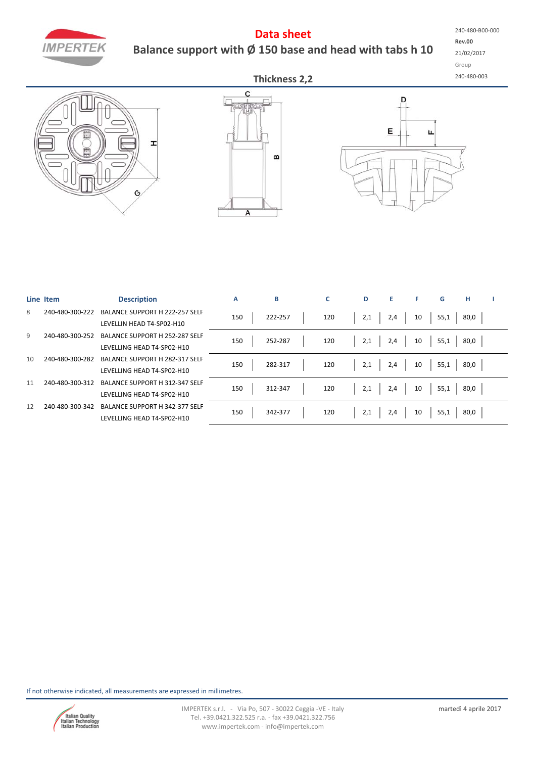# Data sheet

## Balance support with Ø 150 base and head with tabs h 10

240-480-B00-000
**Rev.00**
21/02/2017
Group
240-480-003

### Thickness 2,2

C

B

A

H

G

D

E

F

| Line | Item | Description | A | B | C | D | E | F | G | H | I |
|---|---|---|---|---|---|---|---|---|---|---|---|
| 8 | 240-480-300-222 | BALANCE SUPPORT H 222-257 SELF LEVELLIN HEAD T4-SP02-H10 | 150 | 222-257 | 120 | 2,1 | 2,4 | 10 | 55,1 | 80,0 | |
| 9 | 240-480-300-252 | BALANCE SUPPORT H 252-287 SELF LEVELLING HEAD T4-SP02-H10 | 150 | 252-287 | 120 | 2,1 | 2,4 | 10 | 55,1 | 80,0 | |
| 10 | 240-480-300-282 | BALANCE SUPPORT H 282-317 SELF LEVELLING HEAD T4-SP02-H10 | 150 | 282-317 | 120 | 2,1 | 2,4 | 10 | 55,1 | 80,0 | |
| 11 | 240-480-300-312 | BALANCE SUPPORT H 312-347 SELF LEVELLING HEAD T4-SP02-H10 | 150 | 312-347 | 120 | 2,1 | 2,4 | 10 | 55,1 | 80,0 | |
| 12 | 240-480-300-342 | BALANCE SUPPORT H 342-377 SELF LEVELLING HEAD T4-SP02-H10 | 150 | 342-377 | 120 | 2,1 | 2,4 | 10 | 55,1 | 80,0 | |

If not otherwise indicated, all measurements are expressed in millimetres.

IMPERTEK s.r.l. - Via Po, 507 - 30022 Ceggia -VE - Italy
Tel. +39.0421.322.525 r.a. - fax +39.0421.322.756
www.impertek.com - info@impertek.com

martedì 4 aprile 2017